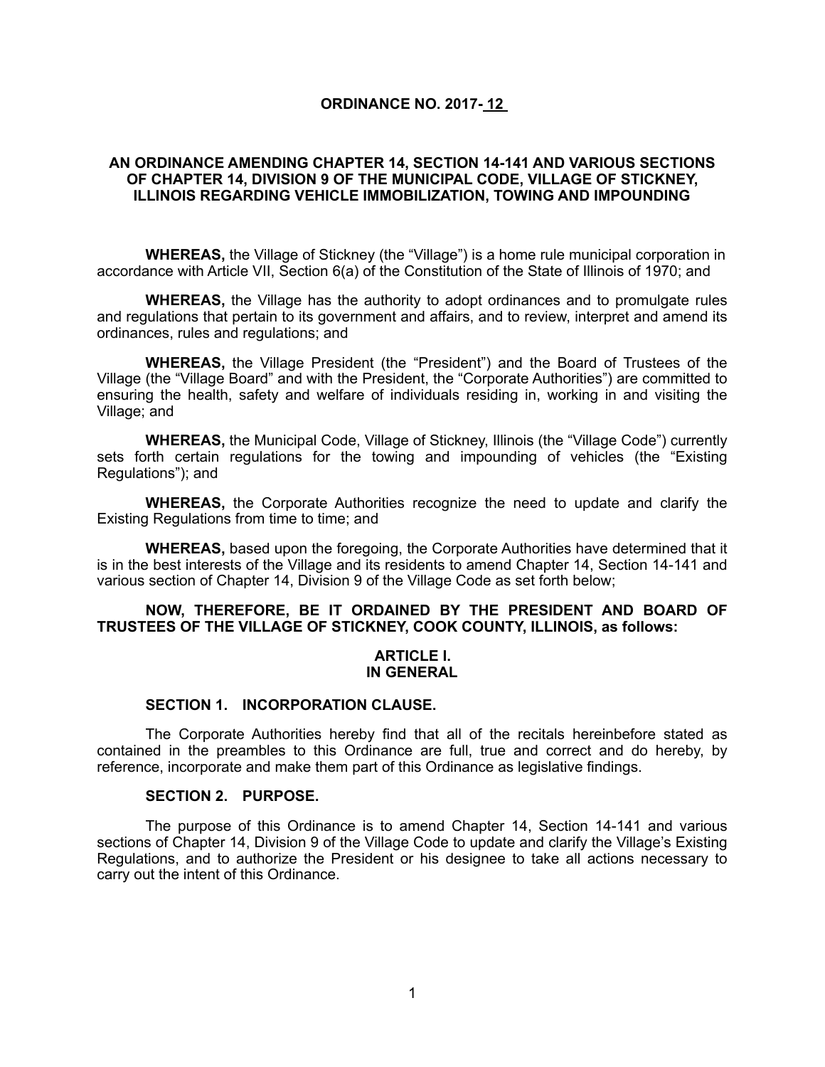**ORDINANCE NO. 2017- 12**

**AN ORDINANCE AMENDING CHAPTER 14, SECTION 14-141 AND VARIOUS SECTIONS OF CHAPTER 14, DIVISION 9 OF THE MUNICIPAL CODE, VILLAGE OF STICKNEY, ILLINOIS REGARDING VEHICLE IMMOBILIZATION, TOWING AND IMPOUNDING**

**WHEREAS,** the Village of Stickney (the "Village") is a home rule municipal corporation in accordance with Article VII, Section 6(a) of the Constitution of the State of Illinois of 1970; and

**WHEREAS,** the Village has the authority to adopt ordinances and to promulgate rules and regulations that pertain to its government and affairs, and to review, interpret and amend its ordinances, rules and regulations; and

**WHEREAS,** the Village President (the "President") and the Board of Trustees of the Village (the "Village Board" and with the President, the "Corporate Authorities") are committed to ensuring the health, safety and welfare of individuals residing in, working in and visiting the Village; and

**WHEREAS,** the Municipal Code, Village of Stickney, Illinois (the "Village Code") currently sets forth certain regulations for the towing and impounding of vehicles (the "Existing Regulations"); and

**WHEREAS,** the Corporate Authorities recognize the need to update and clarify the Existing Regulations from time to time; and

**WHEREAS,** based upon the foregoing, the Corporate Authorities have determined that it is in the best interests of the Village and its residents to amend Chapter 14, Section 14-141 and various section of Chapter 14, Division 9 of the Village Code as set forth below;

**NOW, THEREFORE, BE IT ORDAINED BY THE PRESIDENT AND BOARD OF TRUSTEES OF THE VILLAGE OF STICKNEY, COOK COUNTY, ILLINOIS, as follows:**

**ARTICLE I.**
**IN GENERAL**

**SECTION 1. INCORPORATION CLAUSE.**

The Corporate Authorities hereby find that all of the recitals hereinbefore stated as contained in the preambles to this Ordinance are full, true and correct and do hereby, by reference, incorporate and make them part of this Ordinance as legislative findings.

**SECTION 2. PURPOSE.**

The purpose of this Ordinance is to amend Chapter 14, Section 14-141 and various sections of Chapter 14, Division 9 of the Village Code to update and clarify the Village's Existing Regulations, and to authorize the President or his designee to take all actions necessary to carry out the intent of this Ordinance.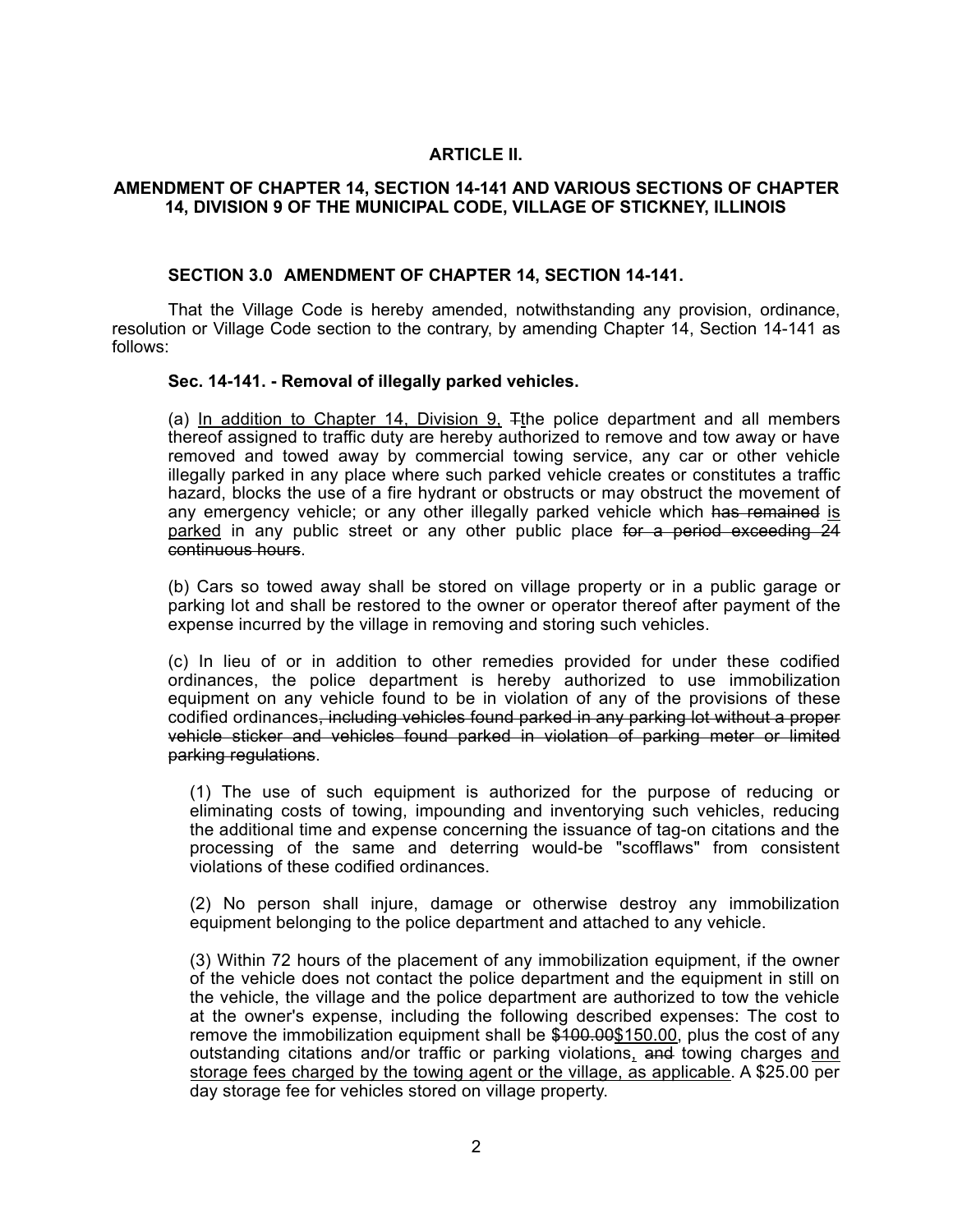## ARTICLE II.

### AMENDMENT OF CHAPTER 14, SECTION 14-141 AND VARIOUS SECTIONS OF CHAPTER 14, DIVISION 9 OF THE MUNICIPAL CODE, VILLAGE OF STICKNEY, ILLINOIS

**SECTION 3.0 AMENDMENT OF CHAPTER 14, SECTION 14-141.**

That the Village Code is hereby amended, notwithstanding any provision, ordinance, resolution or Village Code section to the contrary, by amending Chapter 14, Section 14-141 as follows:

**Sec. 14-141. - Removal of illegally parked vehicles.**

(a) <u>In addition to Chapter 14, Division 9,</u> ~~T~~<u>t</u>he police department and all members thereof assigned to traffic duty are hereby authorized to remove and tow away or have removed and towed away by commercial towing service, any car or other vehicle illegally parked in any place where such parked vehicle creates or constitutes a traffic hazard, blocks the use of a fire hydrant or obstructs or may obstruct the movement of any emergency vehicle; or any other illegally parked vehicle which ~~has remained~~ <u>is parked</u> in any public street or any other public place ~~for a period exceeding 24 continuous hours~~.

(b) Cars so towed away shall be stored on village property or in a public garage or parking lot and shall be restored to the owner or operator thereof after payment of the expense incurred by the village in removing and storing such vehicles.

(c) In lieu of or in addition to other remedies provided for under these codified ordinances, the police department is hereby authorized to use immobilization equipment on any vehicle found to be in violation of any of the provisions of these codified ordinances~~, including vehicles found parked in any parking lot without a proper vehicle sticker and vehicles found parked in violation of parking meter or limited parking regulations~~.

(1) The use of such equipment is authorized for the purpose of reducing or eliminating costs of towing, impounding and inventorying such vehicles, reducing the additional time and expense concerning the issuance of tag-on citations and the processing of the same and deterring would-be "scofflaws" from consistent violations of these codified ordinances.

(2) No person shall injure, damage or otherwise destroy any immobilization equipment belonging to the police department and attached to any vehicle.

(3) Within 72 hours of the placement of any immobilization equipment, if the owner of the vehicle does not contact the police department and the equipment in still on the vehicle, the village and the police department are authorized to tow the vehicle at the owner's expense, including the following described expenses: The cost to remove the immobilization equipment shall be ~~$100.00~~<u>$150.00</u>, plus the cost of any outstanding citations and/or traffic or parking violations<u>,</u> ~~and~~ towing charges <u>and storage fees charged by the towing agent or the village, as applicable</u>. A $25.00 per day storage fee for vehicles stored on village property.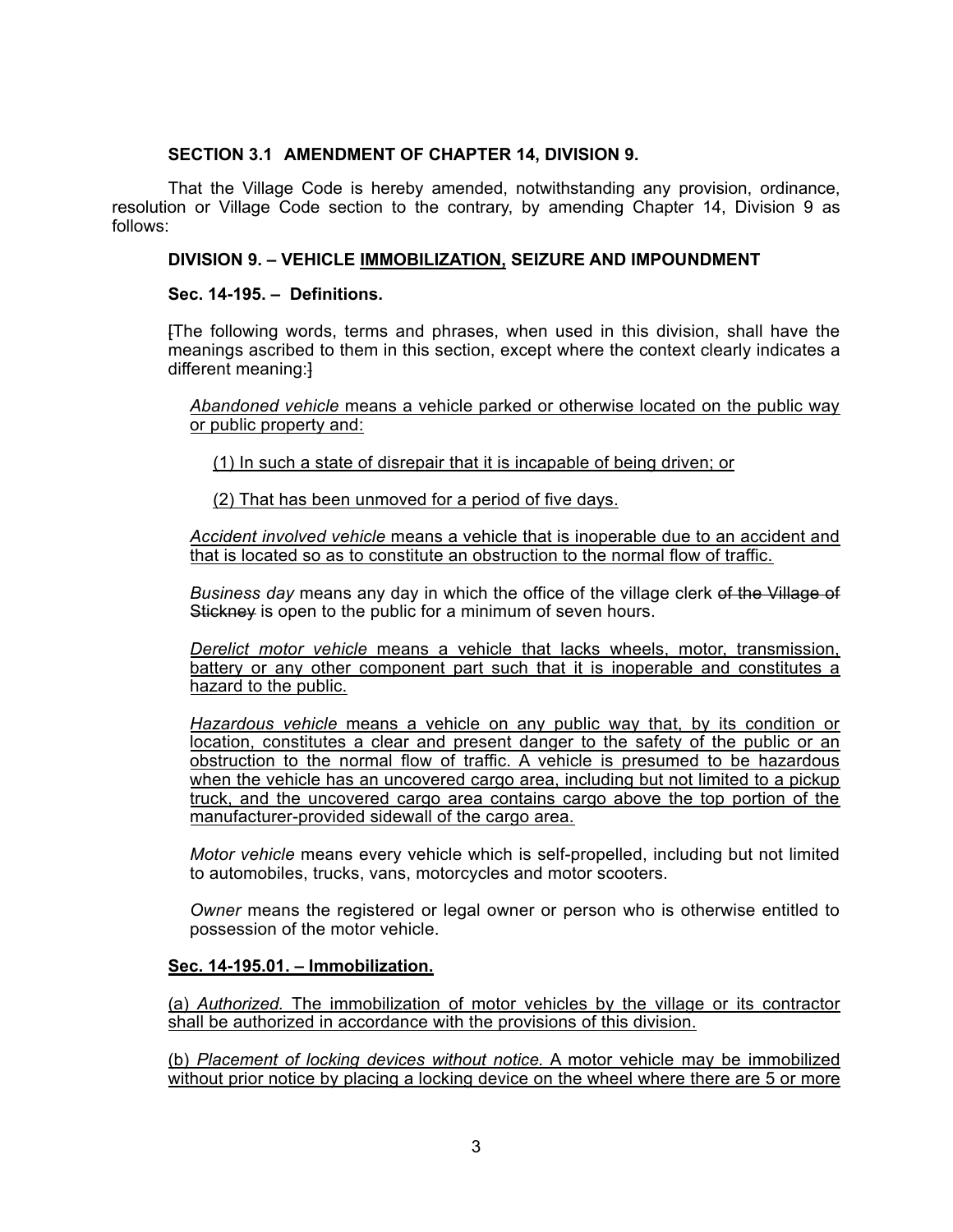**SECTION 3.1 AMENDMENT OF CHAPTER 14, DIVISION 9.**

That the Village Code is hereby amended, notwithstanding any provision, ordinance, resolution or Village Code section to the contrary, by amending Chapter 14, Division 9 as follows:

**DIVISION 9. – VEHICLE IMMOBILIZATION, SEIZURE AND IMPOUNDMENT**

**Sec. 14-195. – Definitions.**

[The following words, terms and phrases, when used in this division, shall have the meanings ascribed to them in this section, except where the context clearly indicates a different meaning:]

*Abandoned vehicle* means a vehicle parked or otherwise located on the public way or public property and:

(1) In such a state of disrepair that it is incapable of being driven; or

(2) That has been unmoved for a period of five days.

*Accident involved vehicle* means a vehicle that is inoperable due to an accident and that is located so as to constitute an obstruction to the normal flow of traffic.

*Business day* means any day in which the office of the village clerk ~~of the Village of Stickney~~ is open to the public for a minimum of seven hours.

*Derelict motor vehicle* means a vehicle that lacks wheels, motor, transmission, battery or any other component part such that it is inoperable and constitutes a hazard to the public.

*Hazardous vehicle* means a vehicle on any public way that, by its condition or location, constitutes a clear and present danger to the safety of the public or an obstruction to the normal flow of traffic. A vehicle is presumed to be hazardous when the vehicle has an uncovered cargo area, including but not limited to a pickup truck, and the uncovered cargo area contains cargo above the top portion of the manufacturer-provided sidewall of the cargo area.

*Motor vehicle* means every vehicle which is self-propelled, including but not limited to automobiles, trucks, vans, motorcycles and motor scooters.

*Owner* means the registered or legal owner or person who is otherwise entitled to possession of the motor vehicle.

**Sec. 14-195.01. – Immobilization.**

(a) *Authorized.* The immobilization of motor vehicles by the village or its contractor shall be authorized in accordance with the provisions of this division.

(b) *Placement of locking devices without notice.* A motor vehicle may be immobilized without prior notice by placing a locking device on the wheel where there are 5 or more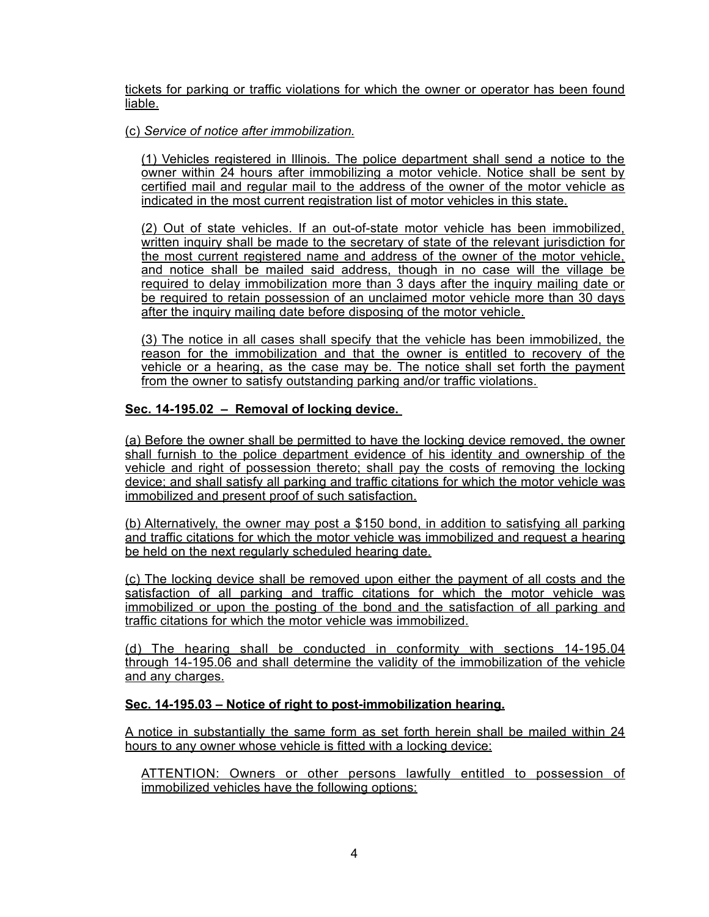tickets for parking or traffic violations for which the owner or operator has been found liable.

(c) *Service of notice after immobilization.*

> (1) Vehicles registered in Illinois. The police department shall send a notice to the owner within 24 hours after immobilizing a motor vehicle. Notice shall be sent by certified mail and regular mail to the address of the owner of the motor vehicle as indicated in the most current registration list of motor vehicles in this state.
>
> (2) Out of state vehicles. If an out-of-state motor vehicle has been immobilized, written inquiry shall be made to the secretary of state of the relevant jurisdiction for the most current registered name and address of the owner of the motor vehicle, and notice shall be mailed said address, though in no case will the village be required to delay immobilization more than 3 days after the inquiry mailing date or be required to retain possession of an unclaimed motor vehicle more than 30 days after the inquiry mailing date before disposing of the motor vehicle.
>
> (3) The notice in all cases shall specify that the vehicle has been immobilized, the reason for the immobilization and that the owner is entitled to recovery of the vehicle or a hearing, as the case may be. The notice shall set forth the payment from the owner to satisfy outstanding parking and/or traffic violations.

**Sec. 14-195.02 – Removal of locking device.**

(a) Before the owner shall be permitted to have the locking device removed, the owner shall furnish to the police department evidence of his identity and ownership of the vehicle and right of possession thereto; shall pay the costs of removing the locking device; and shall satisfy all parking and traffic citations for which the motor vehicle was immobilized and present proof of such satisfaction.

(b) Alternatively, the owner may post a $150 bond, in addition to satisfying all parking and traffic citations for which the motor vehicle was immobilized and request a hearing be held on the next regularly scheduled hearing date.

(c) The locking device shall be removed upon either the payment of all costs and the satisfaction of all parking and traffic citations for which the motor vehicle was immobilized or upon the posting of the bond and the satisfaction of all parking and traffic citations for which the motor vehicle was immobilized.

(d) The hearing shall be conducted in conformity with sections 14-195.04 through 14-195.06 and shall determine the validity of the immobilization of the vehicle and any charges.

**Sec. 14-195.03 – Notice of right to post-immobilization hearing.**

A notice in substantially the same form as set forth herein shall be mailed within 24 hours to any owner whose vehicle is fitted with a locking device:

> ATTENTION: Owners or other persons lawfully entitled to possession of immobilized vehicles have the following options: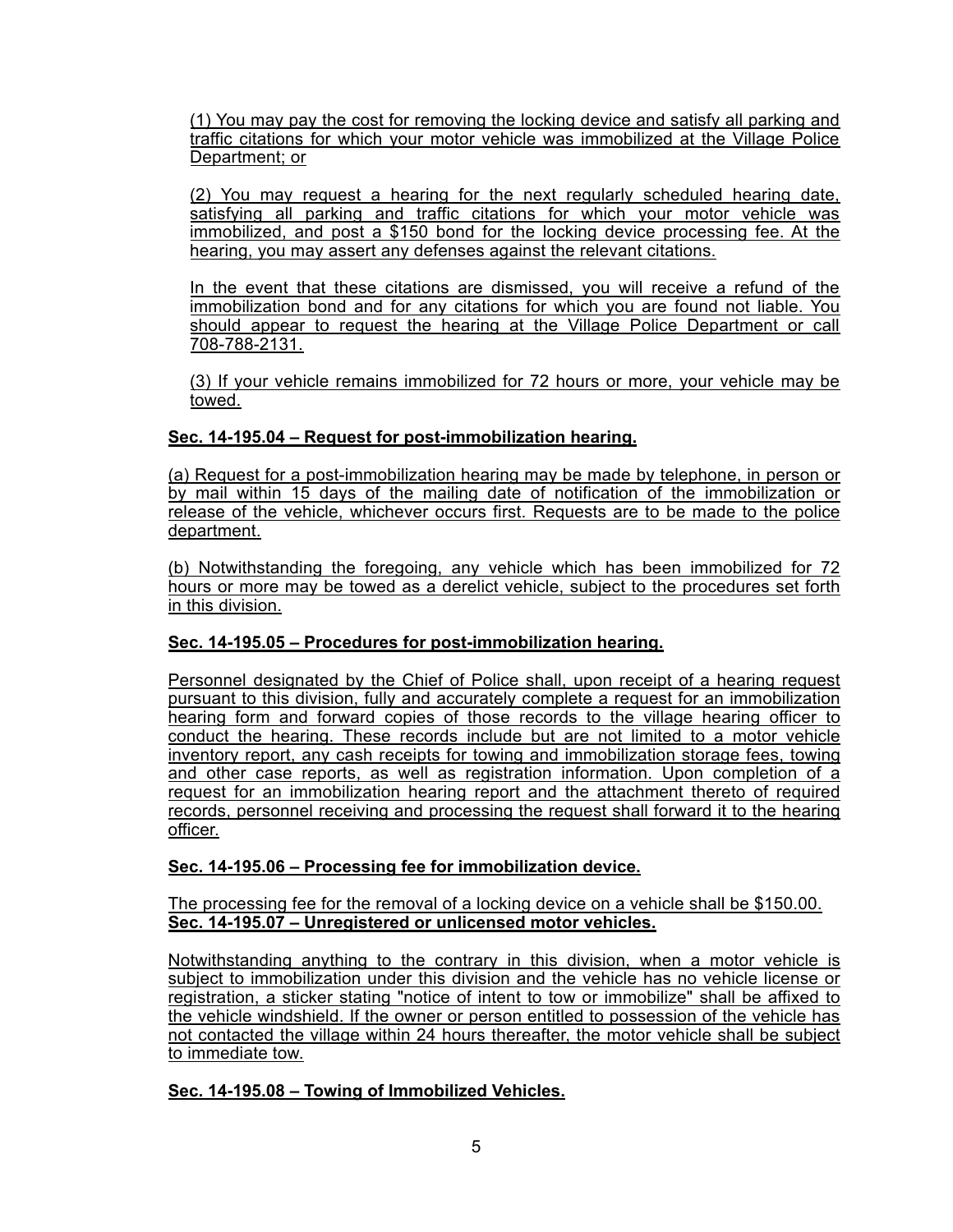(1) You may pay the cost for removing the locking device and satisfy all parking and traffic citations for which your motor vehicle was immobilized at the Village Police Department; or

(2) You may request a hearing for the next regularly scheduled hearing date, satisfying all parking and traffic citations for which your motor vehicle was immobilized, and post a $150 bond for the locking device processing fee. At the hearing, you may assert any defenses against the relevant citations.

In the event that these citations are dismissed, you will receive a refund of the immobilization bond and for any citations for which you are found not liable. You should appear to request the hearing at the Village Police Department or call 708-788-2131.

(3) If your vehicle remains immobilized for 72 hours or more, your vehicle may be towed.

**Sec. 14-195.04 – Request for post-immobilization hearing.**

(a) Request for a post-immobilization hearing may be made by telephone, in person or by mail within 15 days of the mailing date of notification of the immobilization or release of the vehicle, whichever occurs first. Requests are to be made to the police department.

(b) Notwithstanding the foregoing, any vehicle which has been immobilized for 72 hours or more may be towed as a derelict vehicle, subject to the procedures set forth in this division.

**Sec. 14-195.05 – Procedures for post-immobilization hearing.**

Personnel designated by the Chief of Police shall, upon receipt of a hearing request pursuant to this division, fully and accurately complete a request for an immobilization hearing form and forward copies of those records to the village hearing officer to conduct the hearing. These records include but are not limited to a motor vehicle inventory report, any cash receipts for towing and immobilization storage fees, towing and other case reports, as well as registration information. Upon completion of a request for an immobilization hearing report and the attachment thereto of required records, personnel receiving and processing the request shall forward it to the hearing officer.

**Sec. 14-195.06 – Processing fee for immobilization device.**

The processing fee for the removal of a locking device on a vehicle shall be $150.00.

**Sec. 14-195.07 – Unregistered or unlicensed motor vehicles.**

Notwithstanding anything to the contrary in this division, when a motor vehicle is subject to immobilization under this division and the vehicle has no vehicle license or registration, a sticker stating "notice of intent to tow or immobilize" shall be affixed to the vehicle windshield. If the owner or person entitled to possession of the vehicle has not contacted the village within 24 hours thereafter, the motor vehicle shall be subject to immediate tow.

**Sec. 14-195.08 – Towing of Immobilized Vehicles.**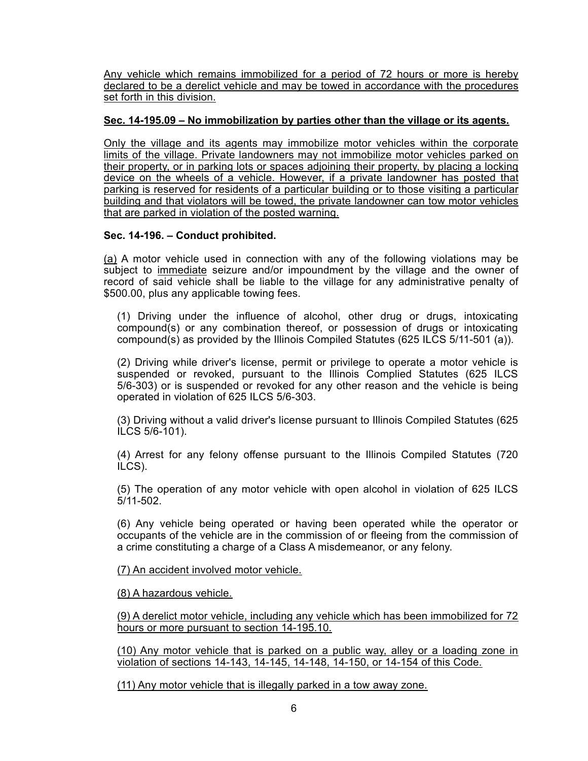Any vehicle which remains immobilized for a period of 72 hours or more is hereby declared to be a derelict vehicle and may be towed in accordance with the procedures set forth in this division.

**Sec. 14-195.09 – No immobilization by parties other than the village or its agents.**

Only the village and its agents may immobilize motor vehicles within the corporate limits of the village. Private landowners may not immobilize motor vehicles parked on their property, or in parking lots or spaces adjoining their property, by placing a locking device on the wheels of a vehicle. However, if a private landowner has posted that parking is reserved for residents of a particular building or to those visiting a particular building and that violators will be towed, the private landowner can tow motor vehicles that are parked in violation of the posted warning.

**Sec. 14-196. – Conduct prohibited.**

(a) A motor vehicle used in connection with any of the following violations may be subject to immediate seizure and/or impoundment by the village and the owner of record of said vehicle shall be liable to the village for any administrative penalty of $500.00, plus any applicable towing fees.

(1) Driving under the influence of alcohol, other drug or drugs, intoxicating compound(s) or any combination thereof, or possession of drugs or intoxicating compound(s) as provided by the Illinois Compiled Statutes (625 ILCS 5/11-501 (a)).

(2) Driving while driver's license, permit or privilege to operate a motor vehicle is suspended or revoked, pursuant to the Illinois Complied Statutes (625 ILCS 5/6-303) or is suspended or revoked for any other reason and the vehicle is being operated in violation of 625 ILCS 5/6-303.

(3) Driving without a valid driver's license pursuant to Illinois Compiled Statutes (625 ILCS 5/6-101).

(4) Arrest for any felony offense pursuant to the Illinois Compiled Statutes (720 ILCS).

(5) The operation of any motor vehicle with open alcohol in violation of 625 ILCS 5/11-502.

(6) Any vehicle being operated or having been operated while the operator or occupants of the vehicle are in the commission of or fleeing from the commission of a crime constituting a charge of a Class A misdemeanor, or any felony.

(7) An accident involved motor vehicle.

(8) A hazardous vehicle.

(9) A derelict motor vehicle, including any vehicle which has been immobilized for 72 hours or more pursuant to section 14-195.10.

(10) Any motor vehicle that is parked on a public way, alley or a loading zone in violation of sections 14-143, 14-145, 14-148, 14-150, or 14-154 of this Code.

(11) Any motor vehicle that is illegally parked in a tow away zone.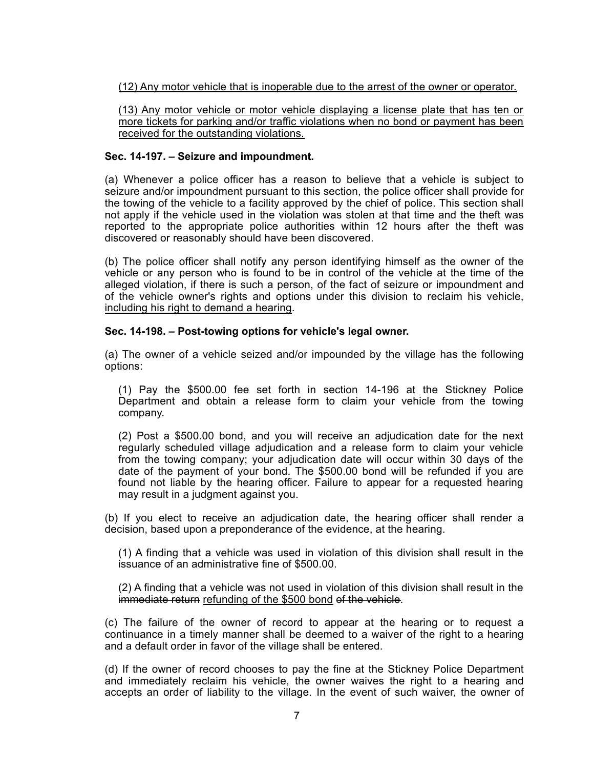(12) Any motor vehicle that is inoperable due to the arrest of the owner or operator.

(13) Any motor vehicle or motor vehicle displaying a license plate that has ten or more tickets for parking and/or traffic violations when no bond or payment has been received for the outstanding violations.

**Sec. 14-197. – Seizure and impoundment.**

(a) Whenever a police officer has a reason to believe that a vehicle is subject to seizure and/or impoundment pursuant to this section, the police officer shall provide for the towing of the vehicle to a facility approved by the chief of police. This section shall not apply if the vehicle used in the violation was stolen at that time and the theft was reported to the appropriate police authorities within 12 hours after the theft was discovered or reasonably should have been discovered.

(b) The police officer shall notify any person identifying himself as the owner of the vehicle or any person who is found to be in control of the vehicle at the time of the alleged violation, if there is such a person, of the fact of seizure or impoundment and of the vehicle owner's rights and options under this division to reclaim his vehicle, including his right to demand a hearing.

**Sec. 14-198. – Post-towing options for vehicle's legal owner.**

(a) The owner of a vehicle seized and/or impounded by the village has the following options:

(1) Pay the $500.00 fee set forth in section 14-196 at the Stickney Police Department and obtain a release form to claim your vehicle from the towing company.

(2) Post a $500.00 bond, and you will receive an adjudication date for the next regularly scheduled village adjudication and a release form to claim your vehicle from the towing company; your adjudication date will occur within 30 days of the date of the payment of your bond. The $500.00 bond will be refunded if you are found not liable by the hearing officer. Failure to appear for a requested hearing may result in a judgment against you.

(b) If you elect to receive an adjudication date, the hearing officer shall render a decision, based upon a preponderance of the evidence, at the hearing.

(1) A finding that a vehicle was used in violation of this division shall result in the issuance of an administrative fine of $500.00.

(2) A finding that a vehicle was not used in violation of this division shall result in the ~~immediate return~~ refunding of the $500 bond ~~of the vehicle~~.

(c) The failure of the owner of record to appear at the hearing or to request a continuance in a timely manner shall be deemed to a waiver of the right to a hearing and a default order in favor of the village shall be entered.

(d) If the owner of record chooses to pay the fine at the Stickney Police Department and immediately reclaim his vehicle, the owner waives the right to a hearing and accepts an order of liability to the village. In the event of such waiver, the owner of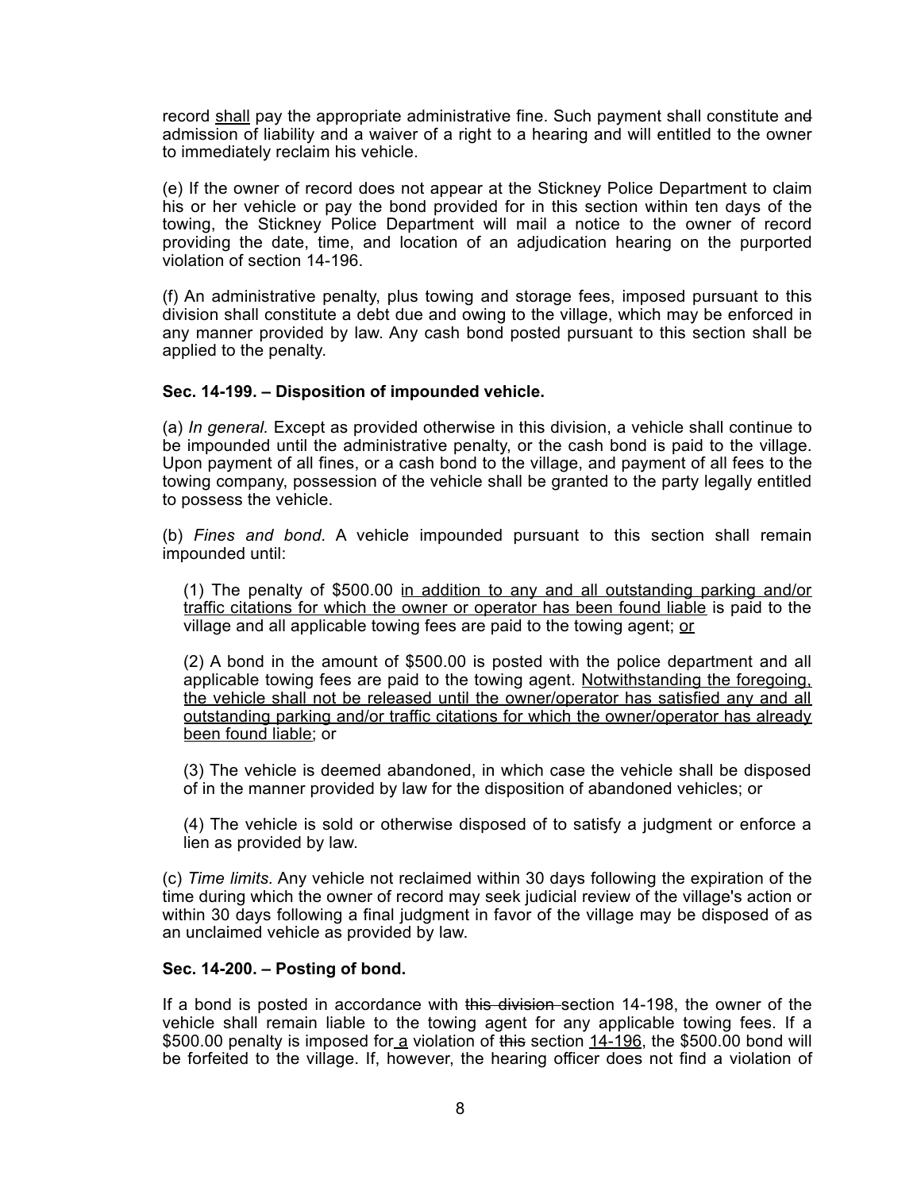record <u>shall</u> pay the appropriate administrative fine. Such payment shall constitute an~~d~~ admission of liability and a waiver of a right to a hearing and will entitled to the owner to immediately reclaim his vehicle.

(e) If the owner of record does not appear at the Stickney Police Department to claim his or her vehicle or pay the bond provided for in this section within ten days of the towing, the Stickney Police Department will mail a notice to the owner of record providing the date, time, and location of an adjudication hearing on the purported violation of section 14-196.

(f) An administrative penalty, plus towing and storage fees, imposed pursuant to this division shall constitute a debt due and owing to the village, which may be enforced in any manner provided by law. Any cash bond posted pursuant to this section shall be applied to the penalty.

**Sec. 14-199. – Disposition of impounded vehicle.**

(a) *In general.* Except as provided otherwise in this division, a vehicle shall continue to be impounded until the administrative penalty, or the cash bond is paid to the village. Upon payment of all fines, or a cash bond to the village, and payment of all fees to the towing company, possession of the vehicle shall be granted to the party legally entitled to possess the vehicle.

(b) *Fines and bond.* A vehicle impounded pursuant to this section shall remain impounded until:

(1) The penalty of $500.00 <u>in addition to any and all outstanding parking and/or traffic citations for which the owner or operator has been found liable</u> is paid to the village and all applicable towing fees are paid to the towing agent; <u>or</u>

(2) A bond in the amount of $500.00 is posted with the police department and all applicable towing fees are paid to the towing agent. <u>Notwithstanding the foregoing, the vehicle shall not be released until the owner/operator has satisfied any and all outstanding parking and/or traffic citations for which the owner/operator has already been found liable</u>; or

(3) The vehicle is deemed abandoned, in which case the vehicle shall be disposed of in the manner provided by law for the disposition of abandoned vehicles; or

(4) The vehicle is sold or otherwise disposed of to satisfy a judgment or enforce a lien as provided by law.

(c) *Time limits.* Any vehicle not reclaimed within 30 days following the expiration of the time during which the owner of record may seek judicial review of the village's action or within 30 days following a final judgment in favor of the village may be disposed of as an unclaimed vehicle as provided by law.

**Sec. 14-200. – Posting of bond.**

If a bond is posted in accordance with ~~this division~~ section 14-198, the owner of the vehicle shall remain liable to the towing agent for any applicable towing fees. If a $500.00 penalty is imposed for <u>a</u> violation of ~~this~~ section <u>14-196</u>, the $500.00 bond will be forfeited to the village. If, however, the hearing officer does not find a violation of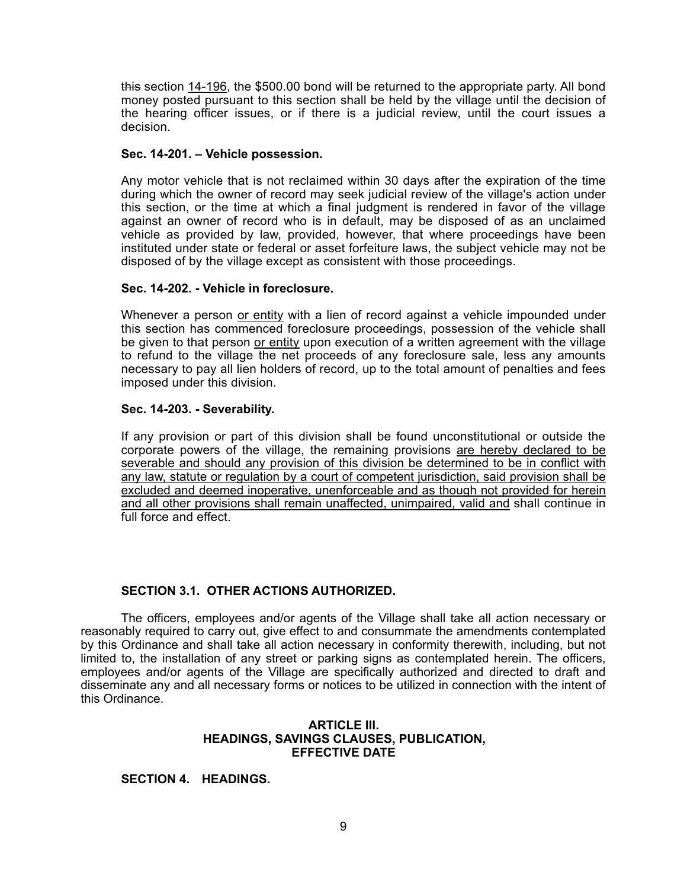~~this~~ section <u>14-196</u>, the $500.00 bond will be returned to the appropriate party. All bond money posted pursuant to this section shall be held by the village until the decision of the hearing officer issues, or if there is a judicial review, until the court issues a decision.

**Sec. 14-201. – Vehicle possession.**

Any motor vehicle that is not reclaimed within 30 days after the expiration of the time during which the owner of record may seek judicial review of the village's action under this section, or the time at which a final judgment is rendered in favor of the village against an owner of record who is in default, may be disposed of as an unclaimed vehicle as provided by law, provided, however, that where proceedings have been instituted under state or federal or asset forfeiture laws, the subject vehicle may not be disposed of by the village except as consistent with those proceedings.

**Sec. 14-202. - Vehicle in foreclosure.**

Whenever a person <u>or entity</u> with a lien of record against a vehicle impounded under this section has commenced foreclosure proceedings, possession of the vehicle shall be given to that person <u>or entity</u> upon execution of a written agreement with the village to refund to the village the net proceeds of any foreclosure sale, less any amounts necessary to pay all lien holders of record, up to the total amount of penalties and fees imposed under this division.

**Sec. 14-203. - Severability.**

If any provision or part of this division shall be found unconstitutional or outside the corporate powers of the village, the remaining provisions <u>are hereby declared to be severable and should any provision of this division be determined to be in conflict with any law, statute or regulation by a court of competent jurisdiction, said provision shall be excluded and deemed inoperative, unenforceable and as though not provided for herein and all other provisions shall remain unaffected, unimpaired, valid and</u> shall continue in full force and effect.

**SECTION 3.1. OTHER ACTIONS AUTHORIZED.**

The officers, employees and/or agents of the Village shall take all action necessary or reasonably required to carry out, give effect to and consummate the amendments contemplated by this Ordinance and shall take all action necessary in conformity therewith, including, but not limited to, the installation of any street or parking signs as contemplated herein. The officers, employees and/or agents of the Village are specifically authorized and directed to draft and disseminate any and all necessary forms or notices to be utilized in connection with the intent of this Ordinance.

**ARTICLE III.**
**HEADINGS, SAVINGS CLAUSES, PUBLICATION, EFFECTIVE DATE**

**SECTION 4. HEADINGS.**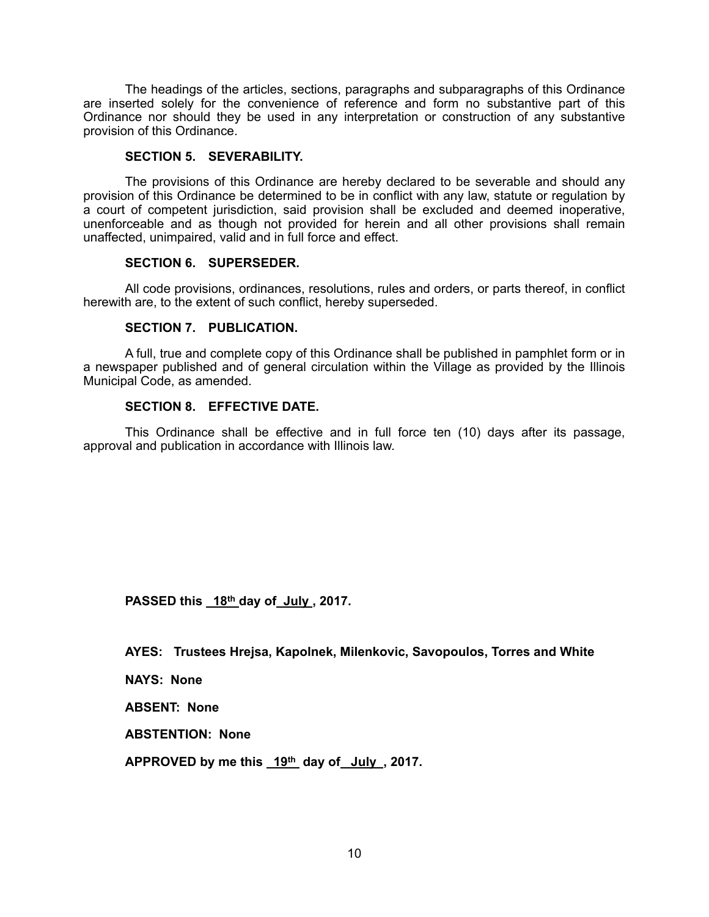The headings of the articles, sections, paragraphs and subparagraphs of this Ordinance are inserted solely for the convenience of reference and form no substantive part of this Ordinance nor should they be used in any interpretation or construction of any substantive provision of this Ordinance.

**SECTION 5. SEVERABILITY.**

The provisions of this Ordinance are hereby declared to be severable and should any provision of this Ordinance be determined to be in conflict with any law, statute or regulation by a court of competent jurisdiction, said provision shall be excluded and deemed inoperative, unenforceable and as though not provided for herein and all other provisions shall remain unaffected, unimpaired, valid and in full force and effect.

**SECTION 6. SUPERSEDER.**

All code provisions, ordinances, resolutions, rules and orders, or parts thereof, in conflict herewith are, to the extent of such conflict, hereby superseded.

**SECTION 7. PUBLICATION.**

A full, true and complete copy of this Ordinance shall be published in pamphlet form or in a newspaper published and of general circulation within the Village as provided by the Illinois Municipal Code, as amended.

**SECTION 8. EFFECTIVE DATE.**

This Ordinance shall be effective and in full force ten (10) days after its passage, approval and publication in accordance with Illinois law.

**PASSED this 18th day of July, 2017.**

**AYES: Trustees Hrejsa, Kapolnek, Milenkovic, Savopoulos, Torres and White**

**NAYS: None**

**ABSENT: None**

**ABSTENTION: None**

**APPROVED by me this 19th day of July, 2017.**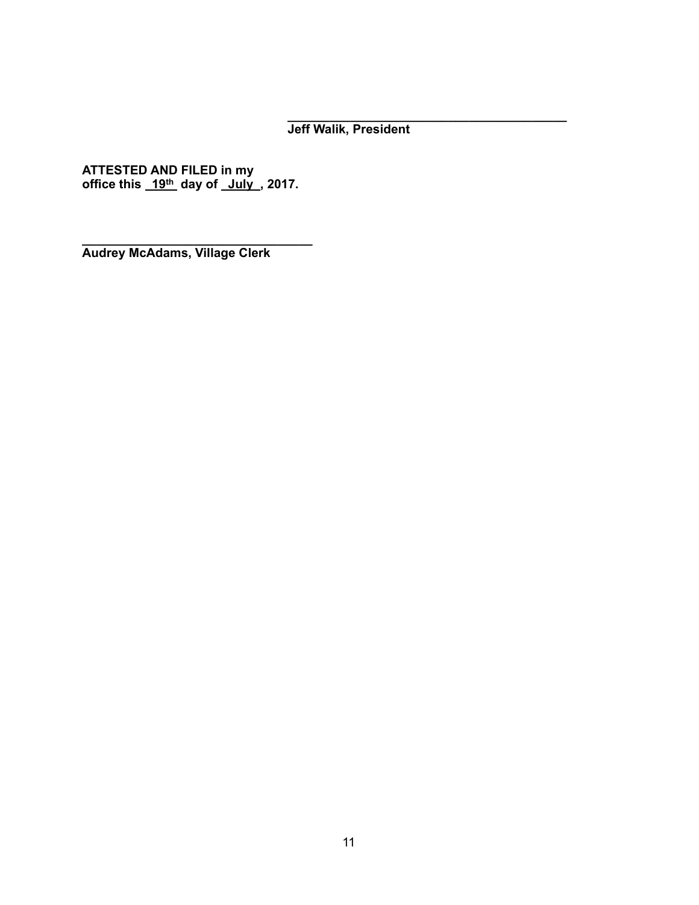\_\_\_\_\_\_\_\_\_\_\_\_\_\_\_\_\_\_\_\_\_\_\_\_\_\_\_\_\_\_\_\_\_\_\_\_\_\_\_\_\_\_
**Jeff Walik, President**

**ATTESTED AND FILED in my office this 19th day of July, 2017.**

\_\_\_\_\_\_\_\_\_\_\_\_\_\_\_\_\_\_\_\_\_\_\_\_\_\_\_\_\_\_\_\_\_\_\_\_
**Audrey McAdams, Village Clerk**